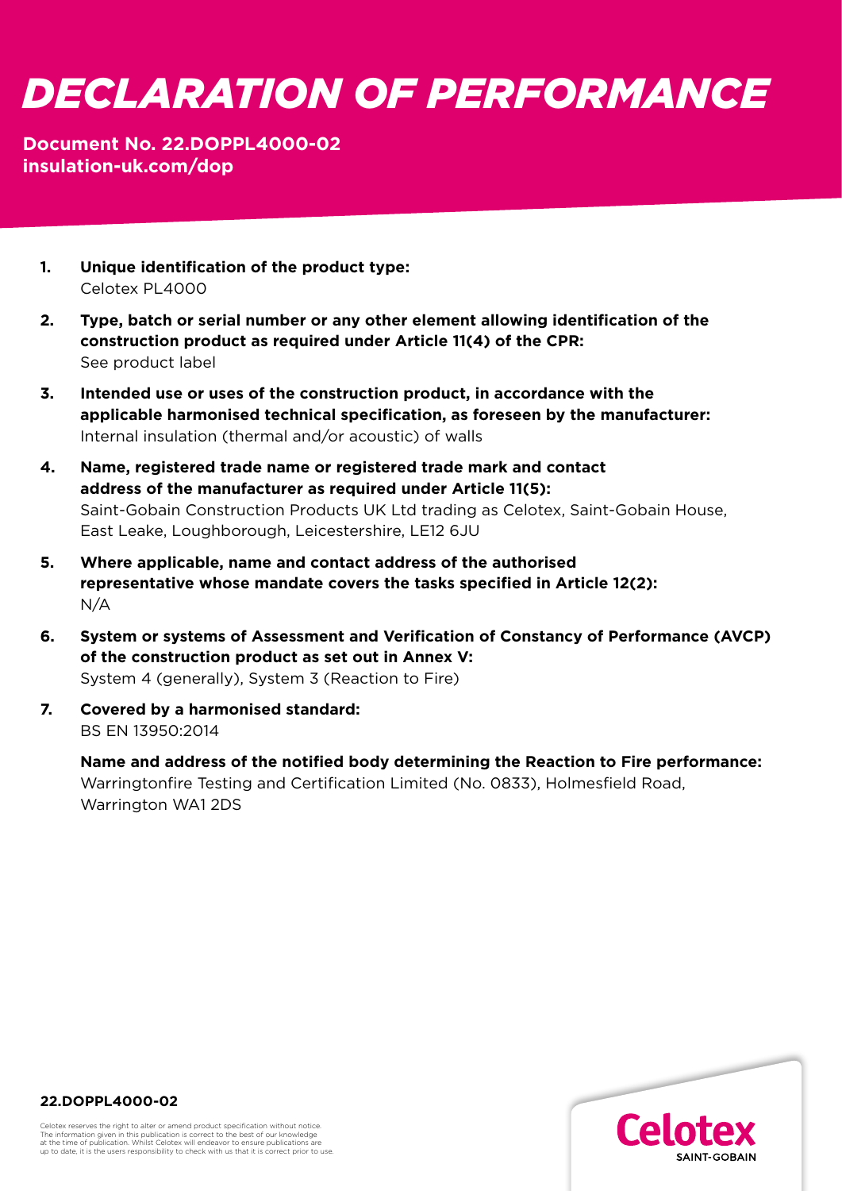# DECLARATION OF PERFORMANCE

**Document No. 22.DOPPL4000-02**
**insulation-uk.com/dop**

1. **Unique identification of the product type:**
   Celotex PL4000

2. **Type, batch or serial number or any other element allowing identification of the construction product as required under Article 11(4) of the CPR:**
   See product label

3. **Intended use or uses of the construction product, in accordance with the applicable harmonised technical specification, as foreseen by the manufacturer:**
   Internal insulation (thermal and/or acoustic) of walls

4. **Name, registered trade name or registered trade mark and contact address of the manufacturer as required under Article 11(5):**
   Saint-Gobain Construction Products UK Ltd trading as Celotex, Saint-Gobain House, East Leake, Loughborough, Leicestershire, LE12 6JU

5. **Where applicable, name and contact address of the authorised representative whose mandate covers the tasks specified in Article 12(2):**
   N/A

6. **System or systems of Assessment and Verification of Constancy of Performance (AVCP) of the construction product as set out in Annex V:**
   System 4 (generally), System 3 (Reaction to Fire)

7. **Covered by a harmonised standard:**
   BS EN 13950:2014

   **Name and address of the notified body determining the Reaction to Fire performance:**
   Warringtonfire Testing and Certification Limited (No. 0833), Holmesfield Road, Warrington WA1 2DS

**22.DOPPL4000-02**

Celotex reserves the right to alter or amend product specification without notice. The information given in this publication is correct to the best of our knowledge at the time of publication. Whilst Celotex will endeavor to ensure publications are up to date, it is the users responsibility to check with us that it is correct prior to use.

Celotex
SAINT-GOBAIN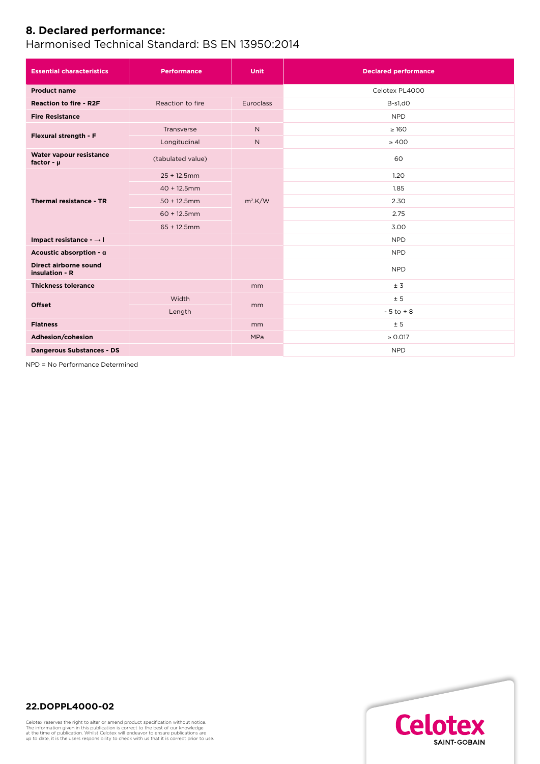## 8. Declared performance:

Harmonised Technical Standard: BS EN 13950:2014

| Essential characteristics | Performance | Unit | Declared performance |
|---|---|---|---|
| **Product name** | | | Celotex PL4000 |
| **Reaction to fire - R2F** | Reaction to fire | Euroclass | B-s1,d0 |
| **Fire Resistance** | | | NPD |
| **Flexural strength - F** | Transverse | N | ≥ 160 |
| | Longitudinal | N | ≥ 400 |
| **Water vapour resistance factor - μ** | (tabulated value) | | 60 |
| **Thermal resistance - TR** | 25 + 12.5mm | $m^2.K/W$ | 1.20 |
| | 40 + 12.5mm | | 1.85 |
| | 50 + 12.5mm | | 2.30 |
| | 60 + 12.5mm | | 2.75 |
| | 65 + 12.5mm | | 3.00 |
| **Impact resistance - → I** | | | NPD |
| **Acoustic absorption - α** | | | NPD |
| **Direct airborne sound insulation - R** | | | NPD |
| **Thickness tolerance** | | mm | ± 3 |
| **Offset** | Width | mm | ± 5 |
| | Length | | - 5 to + 8 |
| **Flatness** | | mm | ± 5 |
| **Adhesion/cohesion** | | MPa | ≥ 0.017 |
| **Dangerous Substances - DS** | | | NPD |

NPD = No Performance Determined

**22.DOPPL4000-02**

Celotex reserves the right to alter or amend product specification without notice. The information given in this publication is correct to the best of our knowledge at the time of publication. Whilst Celotex will endeavor to ensure publications are up to date, it is the users responsibility to check with us that it is correct prior to use.

Celotex SAINT-GOBAIN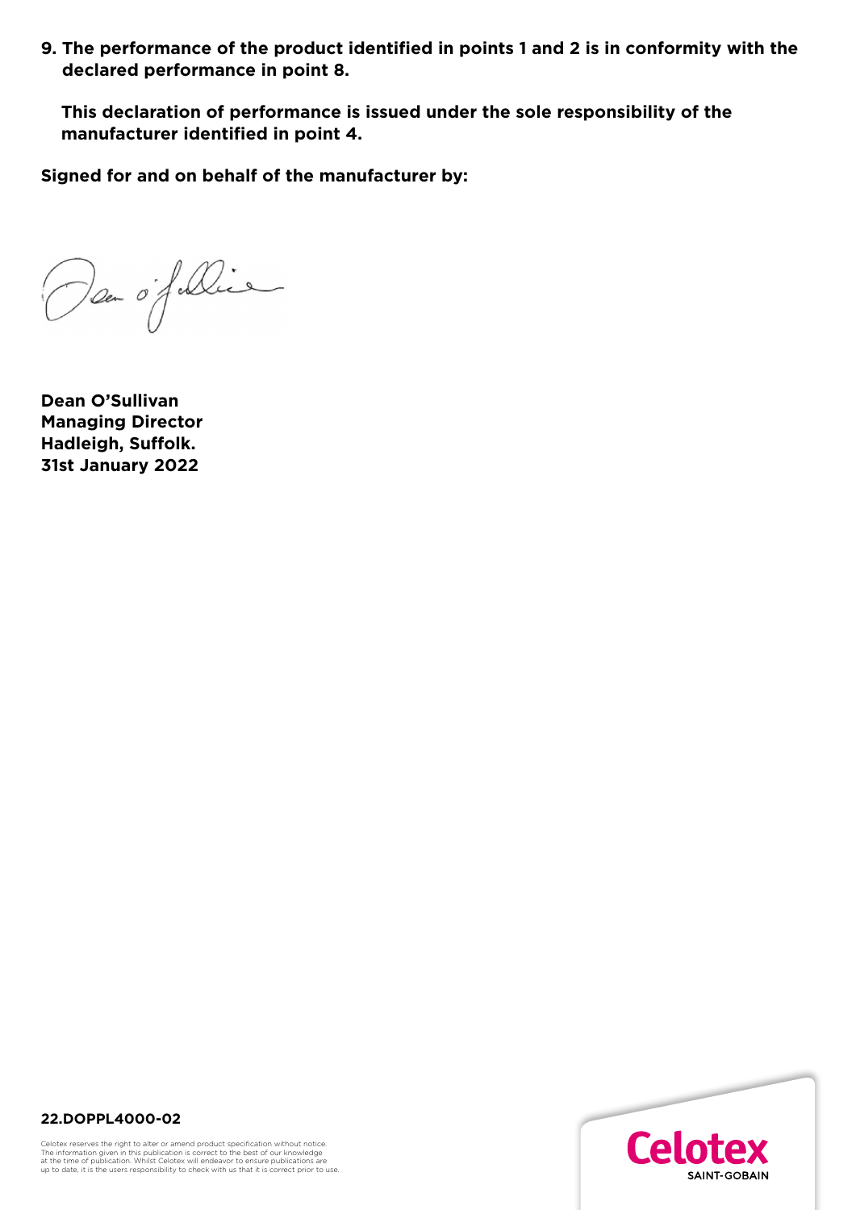**9. The performance of the product identified in points 1 and 2 is in conformity with the declared performance in point 8.**

**This declaration of performance is issued under the sole responsibility of the manufacturer identified in point 4.**

**Signed for and on behalf of the manufacturer by:**

**Dean O'Sullivan**
**Managing Director**
**Hadleigh, Suffolk.**
**31st January 2022**

**22.DOPPL4000-02**

Celotex reserves the right to alter or amend product specification without notice. The information given in this publication is correct to the best of our knowledge at the time of publication. Whilst Celotex will endeavor to ensure publications are up to date, it is the users responsibility to check with us that it is correct prior to use.

Celotex
SAINT-GOBAIN